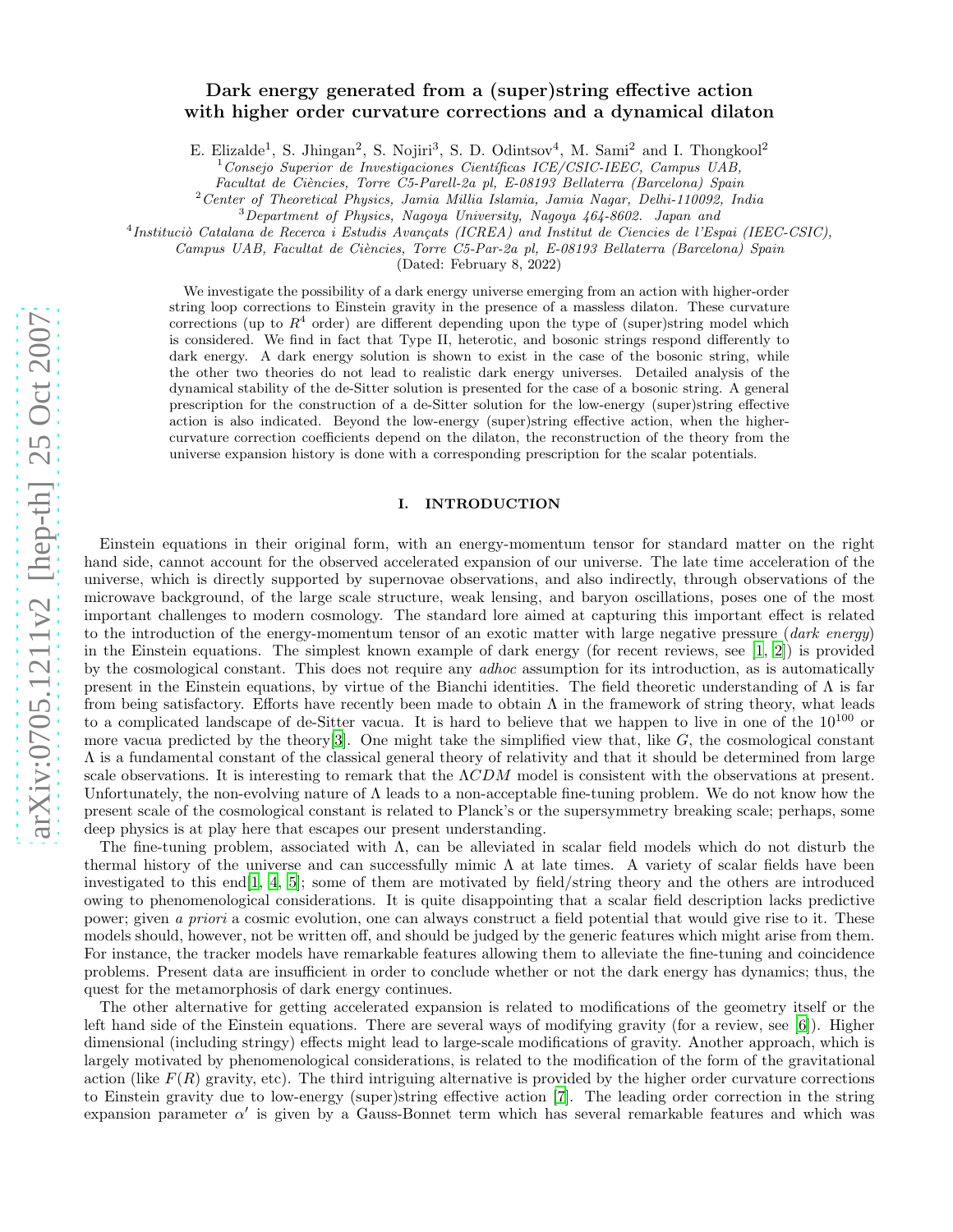# Dark energy generated from a (super)string effective action with higher order curvature corrections and a dynamical dilaton

E. Elizalde[1], S. Jhingan[2], S. Nojiri[3], S. D. Odintsov[4], M. Sami[2] and I. Thongkool[2]

[1] *Consejo Superior de Investigaciones Científicas ICE/CSIC-IEEC, Campus UAB, Facultat de Ciències, Torre C5-Parell-2a pl, E-08193 Bellaterra (Barcelona) Spain*

[2] *Center of Theoretical Physics, Jamia Millia Islamia, Jamia Nagar, Delhi-110092, India*

[3] *Department of Physics, Nagoya University, Nagoya 464-8602. Japan and*

[4] *Instituciò Catalana de Recerca i Estudis Avançats (ICREA) and Institut de Ciencies de l'Espai (IEEC-CSIC), Campus UAB, Facultat de Ciències, Torre C5-Par-2a pl, E-08193 Bellaterra (Barcelona) Spain*

(Dated: February 8, 2022)

We investigate the possibility of a dark energy universe emerging from an action with higher-order string loop corrections to Einstein gravity in the presence of a massless dilaton. These curvature corrections (up to $R^4$ order) are different depending upon the type of (super)string model which is considered. We find in fact that Type II, heterotic, and bosonic strings respond differently to dark energy. A dark energy solution is shown to exist in the case of the bosonic string, while the other two theories do not lead to realistic dark energy universes. Detailed analysis of the dynamical stability of the de-Sitter solution is presented for the case of a bosonic string. A general prescription for the construction of a de-Sitter solution for the low-energy (super)string effective action is also indicated. Beyond the low-energy (super)string effective action, when the higher-curvature correction coefficients depend on the dilaton, the reconstruction of the theory from the universe expansion history is done with a corresponding prescription for the scalar potentials.

## I. INTRODUCTION

Einstein equations in their original form, with an energy-momentum tensor for standard matter on the right hand side, cannot account for the observed accelerated expansion of our universe. The late time acceleration of the universe, which is directly supported by supernovae observations, and also indirectly, through observations of the microwave background, of the large scale structure, weak lensing, and baryon oscillations, poses one of the most important challenges to modern cosmology. The standard lore aimed at capturing this important effect is related to the introduction of the energy-momentum tensor of an exotic matter with large negative pressure (*dark energy*) in the Einstein equations. The simplest known example of dark energy (for recent reviews, see [1, 2]) is provided by the cosmological constant. This does not require any *adhoc* assumption for its introduction, as is automatically present in the Einstein equations, by virtue of the Bianchi identities. The field theoretic understanding of $\Lambda$ is far from being satisfactory. Efforts have recently been made to obtain $\Lambda$ in the framework of string theory, what leads to a complicated landscape of de-Sitter vacua. It is hard to believe that we happen to live in one of the $10^{100}$ or more vacua predicted by the theory[3]. One might take the simplified view that, like $G$, the cosmological constant $\Lambda$ is a fundamental constant of the classical general theory of relativity and that it should be determined from large scale observations. It is interesting to remark that the $\Lambda CDM$ model is consistent with the observations at present. Unfortunately, the non-evolving nature of $\Lambda$ leads to a non-acceptable fine-tuning problem. We do not know how the present scale of the cosmological constant is related to Planck's or the supersymmetry breaking scale; perhaps, some deep physics is at play here that escapes our present understanding.

The fine-tuning problem, associated with $\Lambda$, can be alleviated in scalar field models which do not disturb the thermal history of the universe and can successfully mimic $\Lambda$ at late times. A variety of scalar fields have been investigated to this end[1, 4, 5]; some of them are motivated by field/string theory and the others are introduced owing to phenomenological considerations. It is quite disappointing that a scalar field description lacks predictive power; given *a priori* a cosmic evolution, one can always construct a field potential that would give rise to it. These models should, however, not be written off, and should be judged by the generic features which might arise from them. For instance, the tracker models have remarkable features allowing them to alleviate the fine-tuning and coincidence problems. Present data are insufficient in order to conclude whether or not the dark energy has dynamics; thus, the quest for the metamorphosis of dark energy continues.

The other alternative for getting accelerated expansion is related to modifications of the geometry itself or the left hand side of the Einstein equations. There are several ways of modifying gravity (for a review, see [6]). Higher dimensional (including stringy) effects might lead to large-scale modifications of gravity. Another approach, which is largely motivated by phenomenological considerations, is related to the modification of the form of the gravitational action (like $F(R)$ gravity, etc). The third intriguing alternative is provided by the higher order curvature corrections to Einstein gravity due to low-energy (super)string effective action [7]. The leading order correction in the string expansion parameter $\alpha'$ is given by a Gauss-Bonnet term which has several remarkable features and which was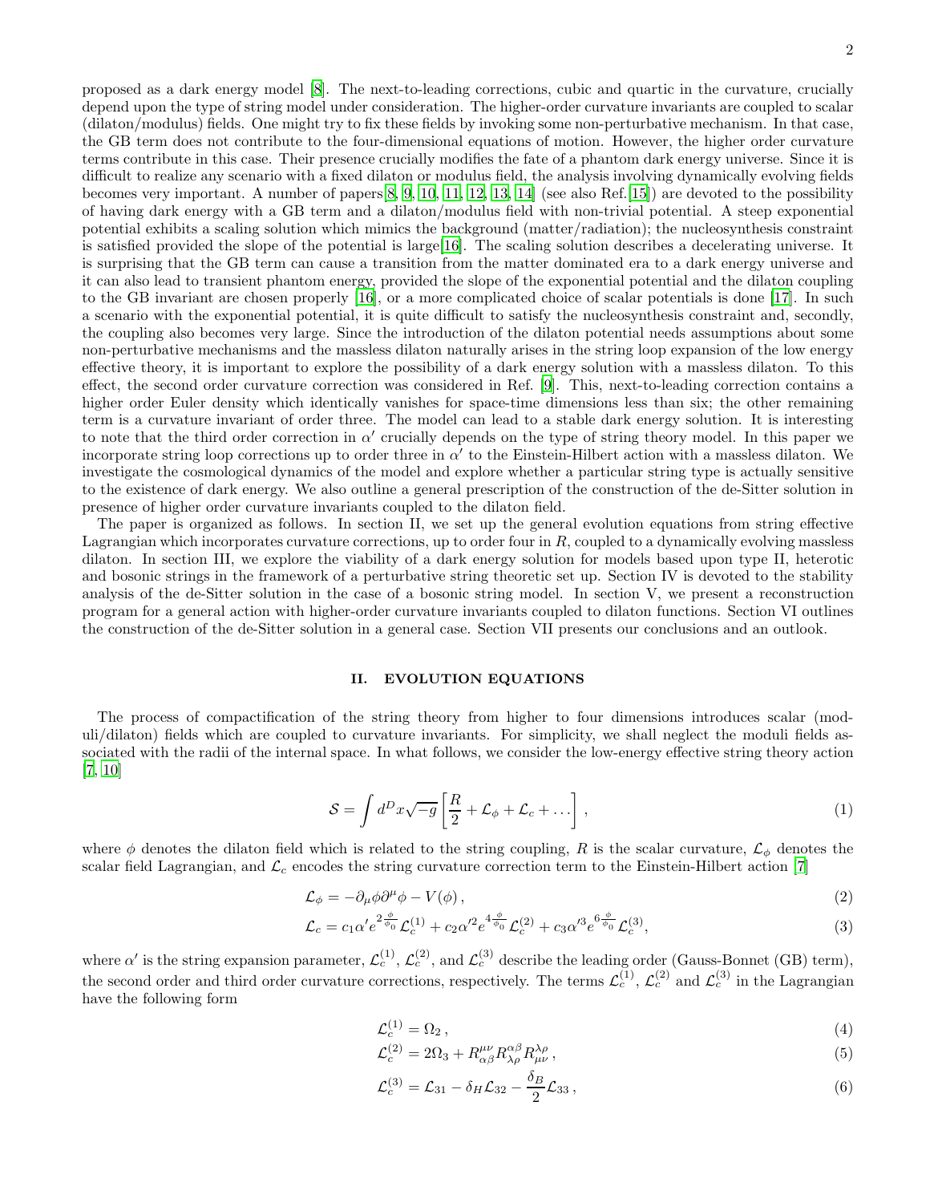proposed as a dark energy model [8]. The next-to-leading corrections, cubic and quartic in the curvature, crucially depend upon the type of string model under consideration. The higher-order curvature invariants are coupled to scalar (dilaton/modulus) fields. One might try to fix these fields by invoking some non-perturbative mechanism. In that case, the GB term does not contribute to the four-dimensional equations of motion. However, the higher order curvature terms contribute in this case. Their presence crucially modifies the fate of a phantom dark energy universe. Since it is difficult to realize any scenario with a fixed dilaton or modulus field, the analysis involving dynamically evolving fields becomes very important. A number of papers[8, 9, 10, 11, 12, 13, 14] (see also Ref.[15]) are devoted to the possibility of having dark energy with a GB term and a dilaton/modulus field with non-trivial potential. A steep exponential potential exhibits a scaling solution which mimics the background (matter/radiation); the nucleosynthesis constraint is satisfied provided the slope of the potential is large[16]. The scaling solution describes a decelerating universe. It is surprising that the GB term can cause a transition from the matter dominated era to a dark energy universe and it can also lead to transient phantom energy, provided the slope of the exponential potential and the dilaton coupling to the GB invariant are chosen properly [16], or a more complicated choice of scalar potentials is done [17]. In such a scenario with the exponential potential, it is quite difficult to satisfy the nucleosynthesis constraint and, secondly, the coupling also becomes very large. Since the introduction of the dilaton potential needs assumptions about some non-perturbative mechanisms and the massless dilaton naturally arises in the string loop expansion of the low energy effective theory, it is important to explore the possibility of a dark energy solution with a massless dilaton. To this effect, the second order curvature correction was considered in Ref. [9]. This, next-to-leading correction contains a higher order Euler density which identically vanishes for space-time dimensions less than six; the other remaining term is a curvature invariant of order three. The model can lead to a stable dark energy solution. It is interesting to note that the third order correction in $\alpha'$ crucially depends on the type of string theory model. In this paper we incorporate string loop corrections up to order three in $\alpha'$ to the Einstein-Hilbert action with a massless dilaton. We investigate the cosmological dynamics of the model and explore whether a particular string type is actually sensitive to the existence of dark energy. We also outline a general prescription of the construction of the de-Sitter solution in presence of higher order curvature invariants coupled to the dilaton field.

The paper is organized as follows. In section II, we set up the general evolution equations from string effective Lagrangian which incorporates curvature corrections, up to order four in $R$, coupled to a dynamically evolving massless dilaton. In section III, we explore the viability of a dark energy solution for models based upon type II, heterotic and bosonic strings in the framework of a perturbative string theoretic set up. Section IV is devoted to the stability analysis of the de-Sitter solution in the case of a bosonic string model. In section V, we present a reconstruction program for a general action with higher-order curvature invariants coupled to dilaton functions. Section VI outlines the construction of the de-Sitter solution in a general case. Section VII presents our conclusions and an outlook.

## II. EVOLUTION EQUATIONS

The process of compactification of the string theory from higher to four dimensions introduces scalar (moduli/dilaton) fields which are coupled to curvature invariants. For simplicity, we shall neglect the moduli fields associated with the radii of the internal space. In what follows, we consider the low-energy effective string theory action [7, 10]

$$\mathcal{S} = \int d^D x \sqrt{-g}\left[\frac{R}{2} + \mathcal{L}_\phi + \mathcal{L}_c + \dots\right], \tag{1}$$

where $\phi$ denotes the dilaton field which is related to the string coupling, $R$ is the scalar curvature, $\mathcal{L}_\phi$ denotes the scalar field Lagrangian, and $\mathcal{L}_c$ encodes the string curvature correction term to the Einstein-Hilbert action [7]

$$\mathcal{L}_\phi = -\partial_\mu\phi\partial^\mu\phi - V(\phi)\,, \tag{2}$$

$$\mathcal{L}_c = c_1\alpha' e^{2\frac{\phi}{\phi_0}}\mathcal{L}_c^{(1)} + c_2\alpha'^2 e^{4\frac{\phi}{\phi_0}}\mathcal{L}_c^{(2)} + c_3\alpha'^3 e^{6\frac{\phi}{\phi_0}}\mathcal{L}_c^{(3)}, \tag{3}$$

where $\alpha'$ is the string expansion parameter, $\mathcal{L}_c^{(1)}$, $\mathcal{L}_c^{(2)}$, and $\mathcal{L}_c^{(3)}$ describe the leading order (Gauss-Bonnet (GB) term), the second order and third order curvature corrections, respectively. The terms $\mathcal{L}_c^{(1)}$, $\mathcal{L}_c^{(2)}$ and $\mathcal{L}_c^{(3)}$ in the Lagrangian have the following form

$$\mathcal{L}_c^{(1)} = \Omega_2\,, \tag{4}$$

$$\mathcal{L}_c^{(2)} = 2\Omega_3 + R^{\mu\nu}_{\alpha\beta}R^{\alpha\beta}_{\lambda\rho}R^{\lambda\rho}_{\mu\nu}\,, \tag{5}$$

$$\mathcal{L}_c^{(3)} = \mathcal{L}_{31} - \delta_H\mathcal{L}_{32} - \frac{\delta_B}{2}\mathcal{L}_{33}\,, \tag{6}$$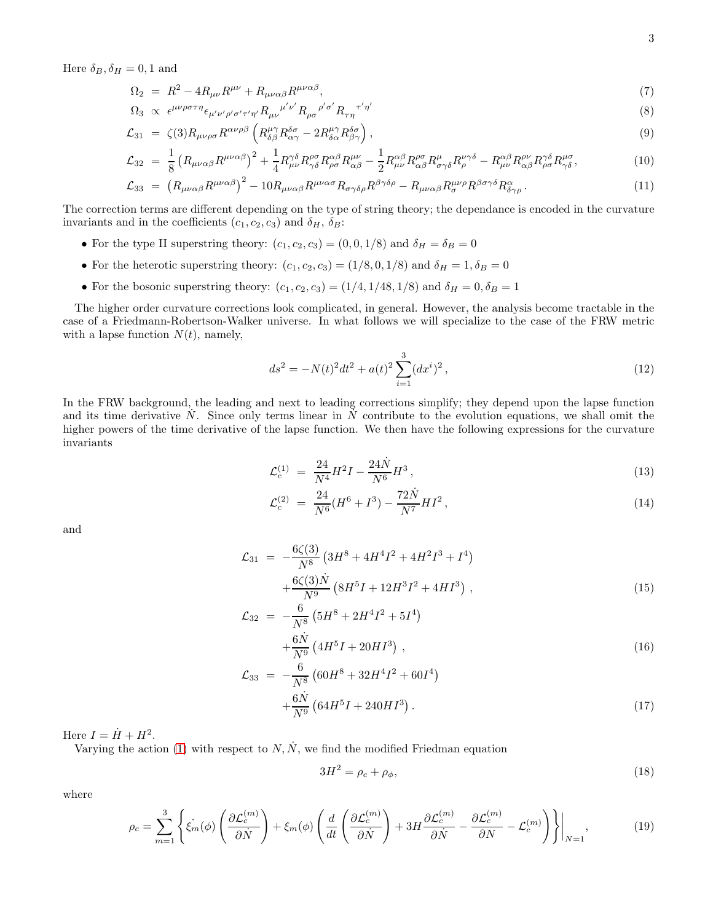Here $\delta_B, \delta_H = 0, 1$ and

$$
\Omega_2 = R^2 - 4R_{\mu\nu}R^{\mu\nu} + R_{\mu\nu\alpha\beta}R^{\mu\nu\alpha\beta}, \tag{7}
$$

$$
\Omega_3 \propto \epsilon^{\mu\nu\rho\sigma\tau\eta}\epsilon_{\mu'\nu'\rho'\sigma'\tau'\eta'}R_{\mu\nu}{}^{\mu'\nu'}R_{\rho\sigma}{}^{\rho'\sigma'}R_{\tau\eta}{}^{\tau'\eta'} \tag{8}
$$

$$
\mathcal{L}_{31} = \zeta(3)R_{\mu\nu\rho\sigma}R^{\alpha\nu\rho\beta}\left(R^{\mu\gamma}_{\delta\beta}R^{\delta\sigma}_{\alpha\gamma} - 2R^{\mu\gamma}_{\delta\alpha}R^{\delta\sigma}_{\beta\gamma}\right), \tag{9}
$$

$$
\mathcal{L}_{32} = \frac{1}{8}\left(R_{\mu\nu\alpha\beta}R^{\mu\nu\alpha\beta}\right)^2 + \frac{1}{4}R^{\gamma\delta}_{\mu\nu}R^{\rho\sigma}_{\gamma\delta}R^{\alpha\beta}_{\rho\sigma}R^{\mu\nu}_{\alpha\beta} - \frac{1}{2}R^{\alpha\beta}_{\mu\nu}R^{\rho\sigma}_{\alpha\beta}R^{\mu}_{\sigma\gamma\delta}R^{\nu\gamma\delta}_{\rho} - R^{\alpha\beta}_{\mu\nu}R^{\rho\nu}_{\alpha\beta}R^{\gamma\delta}_{\rho\sigma}R^{\mu\sigma}_{\gamma\delta}, \tag{10}
$$

$$
\mathcal{L}_{33} = \left(R_{\mu\nu\alpha\beta}R^{\mu\nu\alpha\beta}\right)^2 - 10R_{\mu\nu\alpha\beta}R^{\mu\nu\alpha\sigma}R_{\sigma\gamma\delta\rho}R^{\beta\gamma\delta\rho} - R_{\mu\nu\alpha\beta}R^{\mu\nu\rho}_{\sigma}R^{\beta\sigma\gamma\delta}R^{\alpha}_{\delta\gamma\rho}. \tag{11}
$$

The correction terms are different depending on the type of string theory; the dependance is encoded in the curvature invariants and in the coefficients $(c_1, c_2, c_3)$ and $\delta_H$, $\delta_B$:

- For the type II superstring theory: $(c_1, c_2, c_3) = (0, 0, 1/8)$ and $\delta_H = \delta_B = 0$
- For the heterotic superstring theory: $(c_1, c_2, c_3) = (1/8, 0, 1/8)$ and $\delta_H = 1, \delta_B = 0$
- For the bosonic superstring theory: $(c_1, c_2, c_3) = (1/4, 1/48, 1/8)$ and $\delta_H = 0, \delta_B = 1$

The higher order curvature corrections look complicated, in general. However, the analysis become tractable in the case of a Friedmann-Robertson-Walker universe. In what follows we will specialize to the case of the FRW metric with a lapse function $N(t)$, namely,

$$
ds^2 = -N(t)^2 dt^2 + a(t)^2 \sum_{i=1}^{3}(dx^i)^2, \tag{12}
$$

In the FRW background, the leading and next to leading corrections simplify; they depend upon the lapse function and its time derivative $\dot{N}$. Since only terms linear in $\dot{N}$ contribute to the evolution equations, we shall omit the higher powers of the time derivative of the lapse function. We then have the following expressions for the curvature invariants

$$
\mathcal{L}^{(1)}_c = \frac{24}{N^4}H^2 I - \frac{24\dot{N}}{N^6}H^3, \tag{13}
$$

$$
\mathcal{L}^{(2)}_c = \frac{24}{N^6}(H^6 + I^3) - \frac{72\dot{N}}{N^7}HI^2, \tag{14}
$$

and

$$
\begin{aligned}
\mathcal{L}_{31} &= -\frac{6\zeta(3)}{N^8}\left(3H^8 + 4H^4I^2 + 4H^2I^3 + I^4\right) \\
&\quad + \frac{6\zeta(3)\dot{N}}{N^9}\left(8H^5I + 12H^3I^2 + 4HI^3\right), 
\end{aligned} \tag{15}
$$

$$
\begin{aligned}
\mathcal{L}_{32} &= -\frac{6}{N^8}\left(5H^8 + 2H^4I^2 + 5I^4\right) \\
&\quad + \frac{6\dot{N}}{N^9}\left(4H^5I + 20HI^3\right), 
\end{aligned} \tag{16}
$$

$$
\begin{aligned}
\mathcal{L}_{33} &= -\frac{6}{N^8}\left(60H^8 + 32H^4I^2 + 60I^4\right) \\
&\quad + \frac{6\dot{N}}{N^9}\left(64H^5I + 240HI^3\right). 
\end{aligned} \tag{17}
$$

Here $I = \dot{H} + H^2$.

Varying the action (1) with respect to $N, \dot{N}$, we find the modified Friedman equation

$$
3H^2 = \rho_c + \rho_\phi, \tag{18}
$$

where

$$
\rho_c = \sum_{m=1}^{3}\left\{\dot{\xi_m}(\phi)\left(\frac{\partial\mathcal{L}^{(m)}_c}{\partial\dot{N}}\right) + \xi_m(\phi)\left(\frac{d}{dt}\left(\frac{\partial\mathcal{L}^{(m)}_c}{\partial\dot{N}}\right) + 3H\frac{\partial\mathcal{L}^{(m)}_c}{\partial\dot{N}} - \frac{\partial\mathcal{L}^{(m)}_c}{\partial N} - \mathcal{L}^{(m)}_c\right)\right\}\Bigg|_{N=1}, \tag{19}
$$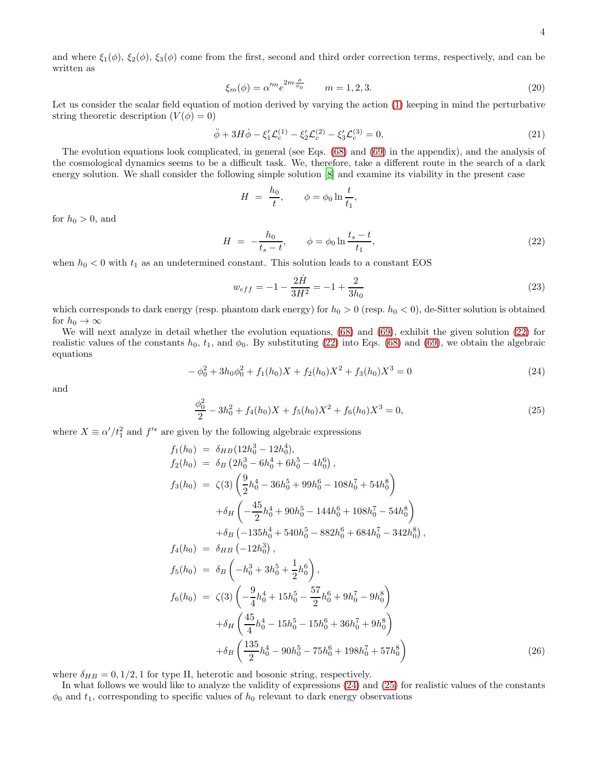and where $\xi_1(\phi)$, $\xi_2(\phi)$, $\xi_3(\phi)$ come from the first, second and third order correction terms, respectively, and can be written as

$$\xi_m(\phi) = \alpha'^m e^{2m\frac{\phi}{\phi_0}} \qquad m = 1, 2, 3. \tag{20}$$

Let us consider the scalar field equation of motion derived by varying the action (1) keeping in mind the perturbative string theoretic description ($V(\phi) = 0$)

$$\ddot{\phi} + 3H\dot{\phi} - \xi_1'\mathcal{L}_c^{(1)} - \xi_2'\mathcal{L}_c^{(2)} - \xi_3'\mathcal{L}_c^{(3)} = 0, \tag{21}$$

The evolution equations look complicated, in general (see Eqs. (68) and (69) in the appendix), and the analysis of the cosmological dynamics seems to be a difficult task. We, therefore, take a different route in the search of a dark energy solution. We shall consider the following simple solution [8] and examine its viability in the present case

$$H = \frac{h_0}{t}, \qquad \phi = \phi_0 \ln\frac{t}{t_1},$$

for $h_0 > 0$, and

$$H = -\frac{h_0}{t_s - t}, \qquad \phi = \phi_0 \ln\frac{t_s - t}{t_1}, \tag{22}$$

when $h_0 < 0$ with $t_1$ as an undetermined constant. This solution leads to a constant EOS

$$w_{eff} = -1 - \frac{2\dot{H}}{3H^2} = -1 + \frac{2}{3h_0} \tag{23}$$

which corresponds to dark energy (resp. phantom dark energy) for $h_0 > 0$ (resp. $h_0 < 0$), de-Sitter solution is obtained for $h_0 \to \infty$

We will next analyze in detail whether the evolution equations, (68) and (69), exhibit the given solution (22) for realistic values of the constants $h_0$, $t_1$, and $\phi_0$. By substituting (22) into Eqs. (68) and (69), we obtain the algebraic equations

$$-\phi_0^2 + 3h_0\phi_0^2 + f_1(h_0)X + f_2(h_0)X^2 + f_3(h_0)X^3 = 0 \tag{24}$$

and

$$\frac{\phi_0^2}{2} - 3h_0^2 + f_4(h_0)X + f_5(h_0)X^2 + f_6(h_0)X^3 = 0, \tag{25}$$

where $X \equiv \alpha'/t_1^2$ and $f's$ are given by the following algebraic expressions

$$\begin{aligned}
f_1(h_0) &= \delta_{HB}(12h_0^3 - 12h_0^4), \\
f_2(h_0) &= \delta_B\left(2h_0^3 - 6h_0^4 + 6h_0^5 - 4h_0^6\right), \\
f_3(h_0) &= \zeta(3)\left(\frac{9}{2}h_0^4 - 36h_0^5 + 99h_0^6 - 108h_0^7 + 54h_0^8\right) \\
&\quad + \delta_H\left(-\frac{45}{2}h_0^4 + 90h_0^5 - 144h_0^6 + 108h_0^7 - 54h_0^8\right) \\
&\quad + \delta_B\left(-135h_0^4 + 540h_0^5 - 882h_0^6 + 684h_0^7 - 342h_0^8\right), \\
f_4(h_0) &= \delta_{HB}\left(-12h_0^3\right), \\
f_5(h_0) &= \delta_B\left(-h_0^3 + 3h_0^5 + \frac{1}{2}h_0^6\right), \\
f_6(h_0) &= \zeta(3)\left(-\frac{9}{4}h_0^4 + 15h_0^5 - \frac{57}{2}h_0^6 + 9h_0^7 - 9h_0^8\right) \\
&\quad + \delta_H\left(\frac{45}{4}h_0^4 - 15h_0^5 - 15h_0^6 + 36h_0^7 + 9h_0^8\right) \\
&\quad + \delta_B\left(\frac{135}{2}h_0^4 - 90h_0^5 - 75h_0^6 + 198h_0^7 + 57h_0^8\right)
\end{aligned} \tag{26}$$

where $\delta_{HB} = 0, 1/2, 1$ for type II, heterotic and bosonic string, respectively.

In what follows we would like to analyze the validity of expressions (24) and (25) for realistic values of the constants $\phi_0$ and $t_1$, corresponding to specific values of $h_0$ relevant to dark energy observations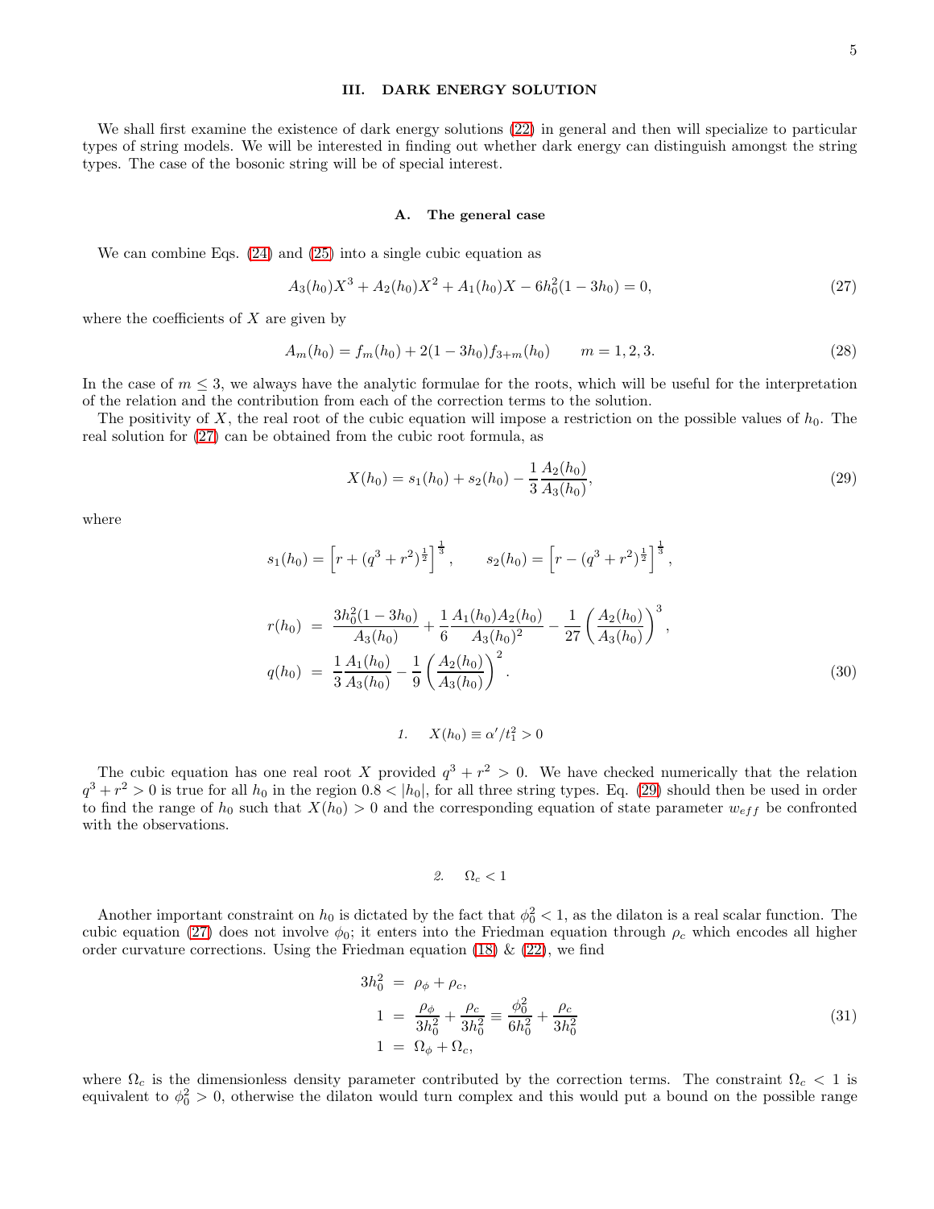## III. DARK ENERGY SOLUTION

We shall first examine the existence of dark energy solutions (22) in general and then will specialize to particular types of string models. We will be interested in finding out whether dark energy can distinguish amongst the string types. The case of the bosonic string will be of special interest.

### A. The general case

We can combine Eqs. (24) and (25) into a single cubic equation as

$$A_3(h_0)X^3 + A_2(h_0)X^2 + A_1(h_0)X - 6h_0^2(1-3h_0) = 0, \tag{27}$$

where the coefficients of $X$ are given by

$$A_m(h_0) = f_m(h_0) + 2(1-3h_0)f_{3+m}(h_0) \qquad m = 1, 2, 3. \tag{28}$$

In the case of $m \leq 3$, we always have the analytic formulae for the roots, which will be useful for the interpretation of the relation and the contribution from each of the correction terms to the solution.

The positivity of $X$, the real root of the cubic equation will impose a restriction on the possible values of $h_0$. The real solution for (27) can be obtained from the cubic root formula, as

$$X(h_0) = s_1(h_0) + s_2(h_0) - \frac{1}{3}\frac{A_2(h_0)}{A_3(h_0)}, \tag{29}$$

where

$$s_1(h_0) = \left[r + (q^3 + r^2)^{\frac{1}{2}}\right]^{\frac{1}{3}}, \qquad s_2(h_0) = \left[r - (q^3 + r^2)^{\frac{1}{2}}\right]^{\frac{1}{3}},$$

$$\begin{aligned} r(h_0) &= \frac{3h_0^2(1-3h_0)}{A_3(h_0)} + \frac{1}{6}\frac{A_1(h_0)A_2(h_0)}{A_3(h_0)^2} - \frac{1}{27}\left(\frac{A_2(h_0)}{A_3(h_0)}\right)^3, \\ q(h_0) &= \frac{1}{3}\frac{A_1(h_0)}{A_3(h_0)} - \frac{1}{9}\left(\frac{A_2(h_0)}{A_3(h_0)}\right)^2. \end{aligned} \tag{30}$$

#### 1. $X(h_0) \equiv \alpha'/t_1^2 > 0$

The cubic equation has one real root $X$ provided $q^3 + r^2 > 0$. We have checked numerically that the relation $q^3 + r^2 > 0$ is true for all $h_0$ in the region $0.8 < |h_0|$, for all three string types. Eq. (29) should then be used in order to find the range of $h_0$ such that $X(h_0) > 0$ and the corresponding equation of state parameter $w_{eff}$ be confronted with the observations.

#### 2. $\Omega_c < 1$

Another important constraint on $h_0$ is dictated by the fact that $\phi_0^2 < 1$, as the dilaton is a real scalar function. The cubic equation (27) does not involve $\phi_0$; it enters into the Friedman equation through $\rho_c$ which encodes all higher order curvature corrections. Using the Friedman equation (18) & (22), we find

$$\begin{aligned} 3h_0^2 &= \rho_\phi + \rho_c, \\ 1 &= \frac{\rho_\phi}{3h_0^2} + \frac{\rho_c}{3h_0^2} \equiv \frac{\phi_0^2}{6h_0^2} + \frac{\rho_c}{3h_0^2} \\ 1 &= \Omega_\phi + \Omega_c, \end{aligned} \tag{31}$$

where $\Omega_c$ is the dimensionless density parameter contributed by the correction terms. The constraint $\Omega_c < 1$ is equivalent to $\phi_0^2 > 0$, otherwise the dilaton would turn complex and this would put a bound on the possible range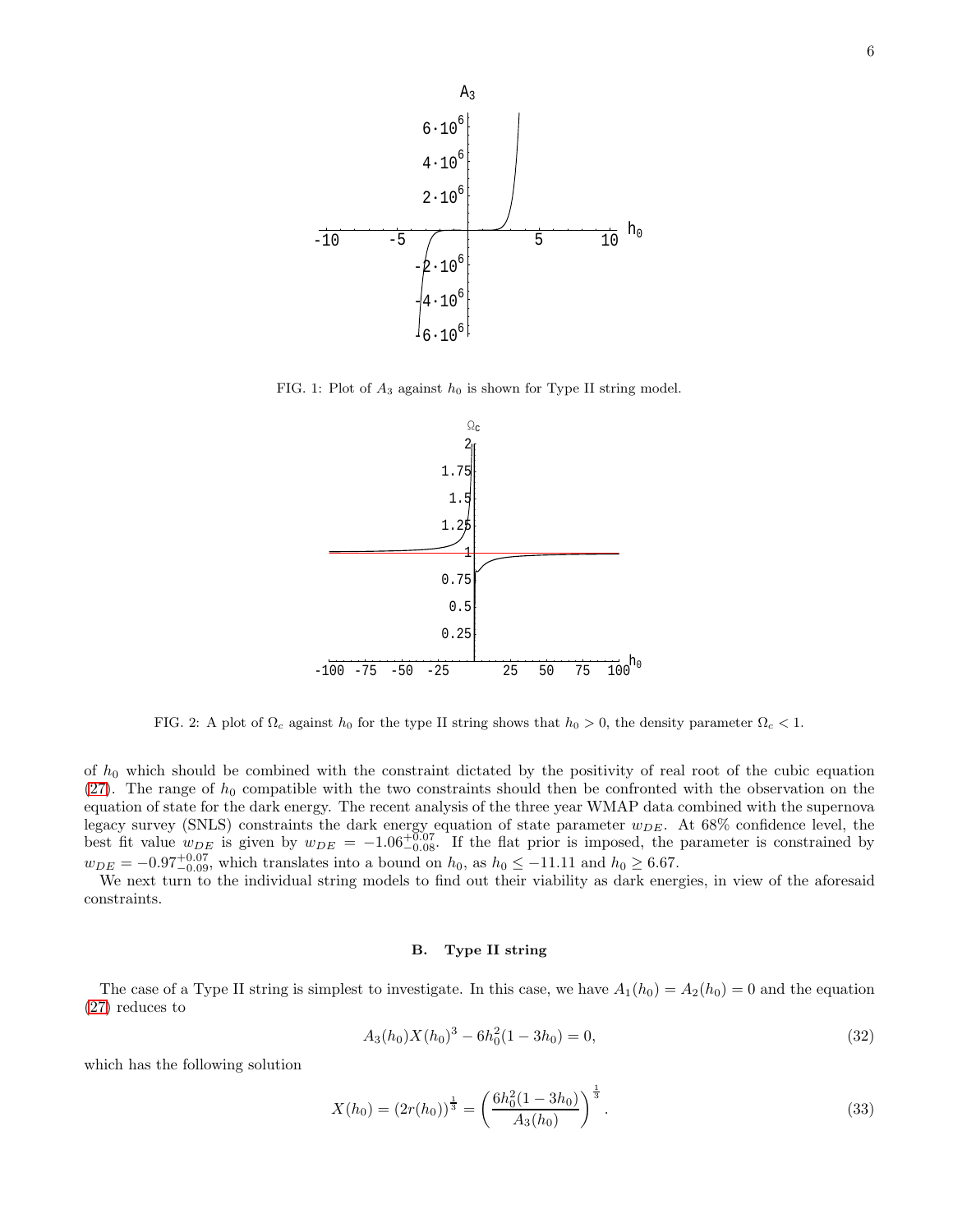FIG. 1: Plot of $A_3$ against $h_0$ is shown for Type II string model.

FIG. 2: A plot of $\Omega_c$ against $h_0$ for the type II string shows that $h_0 > 0$, the density parameter $\Omega_c < 1$.

of $h_0$ which should be combined with the constraint dictated by the positivity of real root of the cubic equation (27). The range of $h_0$ compatible with the two constraints should then be confronted with the observation on the equation of state for the dark energy. The recent analysis of the three year WMAP data combined with the supernova legacy survey (SNLS) constraints the dark energy equation of state parameter $w_{DE}$. At 68% confidence level, the best fit value $w_{DE}$ is given by $w_{DE} = -1.06^{+0.07}_{-0.08}$. If the flat prior is imposed, the parameter is constrained by $w_{DE} = -0.97^{+0.07}_{-0.09}$, which translates into a bound on $h_0$, as $h_0 \leq -11.11$ and $h_0 \geq 6.67$.

We next turn to the individual string models to find out their viability as dark energies, in view of the aforesaid constraints.

### B. Type II string

The case of a Type II string is simplest to investigate. In this case, we have $A_1(h_0) = A_2(h_0) = 0$ and the equation (27) reduces to

$$A_3(h_0)X(h_0)^3 - 6h_0^2(1 - 3h_0) = 0, \tag{32}$$

which has the following solution

$$X(h_0) = (2r(h_0))^{\frac{1}{3}} = \left(\frac{6h_0^2(1 - 3h_0)}{A_3(h_0)}\right)^{\frac{1}{3}}. \tag{33}$$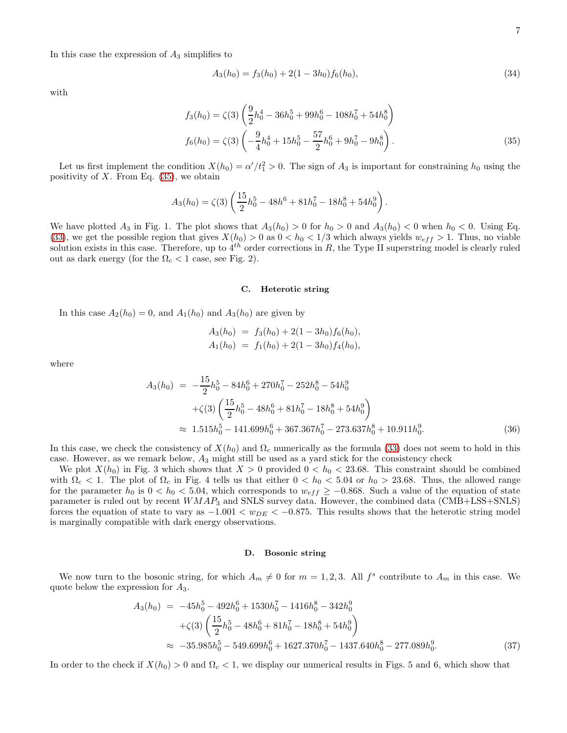In this case the expression of $A_3$ simplifies to

$$A_3(h_0) = f_3(h_0) + 2(1 - 3h_0) f_6(h_0), \tag{34}$$

with

$$\begin{aligned}
f_3(h_0) &= \zeta(3) \left( \frac{9}{2} h_0^4 - 36 h_0^5 + 99 h_0^6 - 108 h_0^7 + 54 h_0^8 \right) \\
f_6(h_0) &= \zeta(3) \left( -\frac{9}{4} h_0^4 + 15 h_0^5 - \frac{57}{2} h_0^6 + 9 h_0^7 - 9 h_0^8 \right).
\end{aligned} \tag{35}$$

Let us first implement the condition $X(h_0) = \alpha'/t_1^2 > 0$. The sign of $A_3$ is important for constraining $h_0$ using the positivity of $X$. From Eq. (35), we obtain

$$A_3(h_0) = \zeta(3) \left( \frac{15}{2} h_0^5 - 48 h^6 + 81 h_0^7 - 18 h_0^8 + 54 h_0^9 \right).$$

We have plotted $A_3$ in Fig. 1. The plot shows that $A_3(h_0) > 0$ for $h_0 > 0$ and $A_3(h_0) < 0$ when $h_0 < 0$. Using Eq. (33), we get the possible region that gives $X(h_0) > 0$ as $0 < h_0 < 1/3$ which always yields $w_{eff} > 1$. Thus, no viable solution exists in this case. Therefore, up to $4^{th}$ order corrections in $R$, the Type II superstring model is clearly ruled out as dark energy (for the $\Omega_c < 1$ case, see Fig. 2).

### C. Heterotic string

In this case $A_2(h_0) = 0$, and $A_1(h_0)$ and $A_3(h_0)$ are given by

$$\begin{aligned}
A_3(h_0) &= f_3(h_0) + 2(1 - 3h_0) f_6(h_0), \\
A_1(h_0) &= f_1(h_0) + 2(1 - 3h_0) f_4(h_0),
\end{aligned}$$

where

$$\begin{aligned}
A_3(h_0) &= -\frac{15}{2} h_0^5 - 84 h_0^6 + 270 h_0^7 - 252 h_0^8 - 54 h_0^9 \\
&\quad + \zeta(3) \left( \frac{15}{2} h_0^5 - 48 h_0^6 + 81 h_0^7 - 18 h_0^8 + 54 h_0^9 \right) \\
&\approx 1.515 h_0^5 - 141.699 h_0^6 + 367.367 h_0^7 - 273.637 h_0^8 + 10.911 h_0^9.
\end{aligned} \tag{36}$$

In this case, we check the consistency of $X(h_0)$ and $\Omega_c$ numerically as the formula (33) does not seem to hold in this case. However, as we remark below, $A_3$ might still be used as a yard stick for the consistency check

We plot $X(h_0)$ in Fig. 3 which shows that $X > 0$ provided $0 < h_0 < 23.68$. This constraint should be combined with $\Omega_c < 1$. The plot of $\Omega_c$ in Fig. 4 tells us that either $0 < h_0 < 5.04$ or $h_0 > 23.68$. Thus, the allowed range for the parameter $h_0$ is $0 < h_0 < 5.04$, which corresponds to $w_{eff} \geq -0.868$. Such a value of the equation of state parameter is ruled out by recent $WMAP_3$ and SNLS survey data. However, the combined data (CMB+LSS+SNLS) forces the equation of state to vary as $-1.001 < w_{DE} < -0.875$. This results shows that the heterotic string model is marginally compatible with dark energy observations.

### D. Bosonic string

We now turn to the bosonic string, for which $A_m \neq 0$ for $m = 1, 2, 3$. All $f^s$ contribute to $A_m$ in this case. We quote below the expression for $A_3$.

$$\begin{aligned}
A_3(h_0) &= -45 h_0^5 - 492 h_0^6 + 1530 h_0^7 - 1416 h_0^8 - 342 h_0^9 \\
&\quad + \zeta(3) \left( \frac{15}{2} h_0^5 - 48 h_0^6 + 81 h_0^7 - 18 h_0^8 + 54 h_0^9 \right) \\
&\approx -35.985 h_0^5 - 549.699 h_0^6 + 1627.370 h_0^7 - 1437.640 h_0^8 - 277.089 h_0^9.
\end{aligned} \tag{37}$$

In order to the check if $X(h_0) > 0$ and $\Omega_c < 1$, we display our numerical results in Figs. 5 and 6, which show that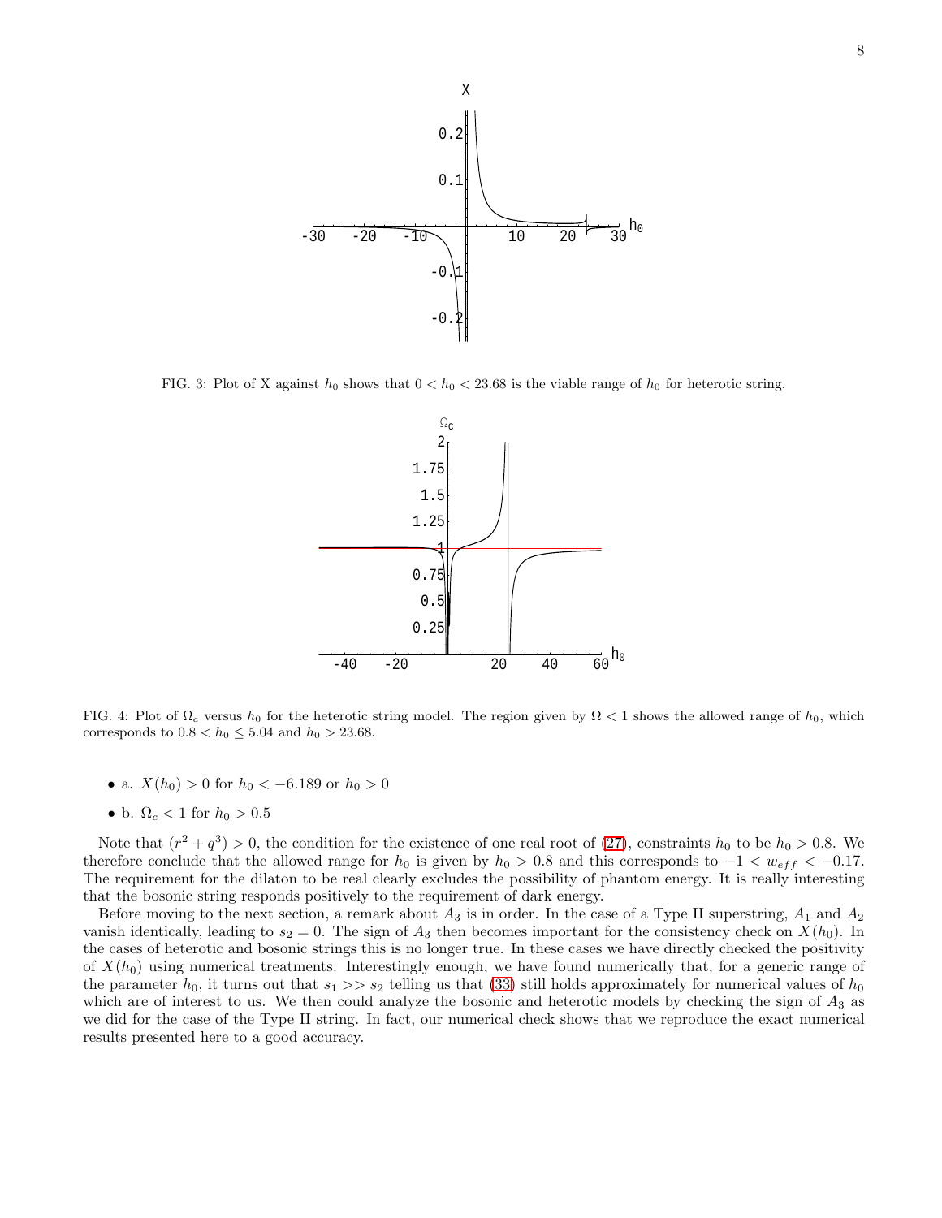FIG. 3: Plot of X against $h_0$ shows that $0 < h_0 < 23.68$ is the viable range of $h_0$ for heterotic string.

FIG. 4: Plot of $\Omega_c$ versus $h_0$ for the heterotic string model. The region given by $\Omega < 1$ shows the allowed range of $h_0$, which corresponds to $0.8 < h_0 \leq 5.04$ and $h_0 > 23.68$.

- a. $X(h_0) > 0$ for $h_0 < -6.189$ or $h_0 > 0$
- b. $\Omega_c < 1$ for $h_0 > 0.5$

Note that $(r^2 + q^3) > 0$, the condition for the existence of one real root of (27), constraints $h_0$ to be $h_0 > 0.8$. We therefore conclude that the allowed range for $h_0$ is given by $h_0 > 0.8$ and this corresponds to $-1 < w_{eff} < -0.17$. The requirement for the dilaton to be real clearly excludes the possibility of phantom energy. It is really interesting that the bosonic string responds positively to the requirement of dark energy.

Before moving to the next section, a remark about $A_3$ is in order. In the case of a Type II superstring, $A_1$ and $A_2$ vanish identically, leading to $s_2 = 0$. The sign of $A_3$ then becomes important for the consistency check on $X(h_0)$. In the cases of heterotic and bosonic strings this is no longer true. In these cases we have directly checked the positivity of $X(h_0)$ using numerical treatments. Interestingly enough, we have found numerically that, for a generic range of the parameter $h_0$, it turns out that $s_1 >> s_2$ telling us that (33) still holds approximately for numerical values of $h_0$ which are of interest to us. We then could analyze the bosonic and heterotic models by checking the sign of $A_3$ as we did for the case of the Type II string. In fact, our numerical check shows that we reproduce the exact numerical results presented here to a good accuracy.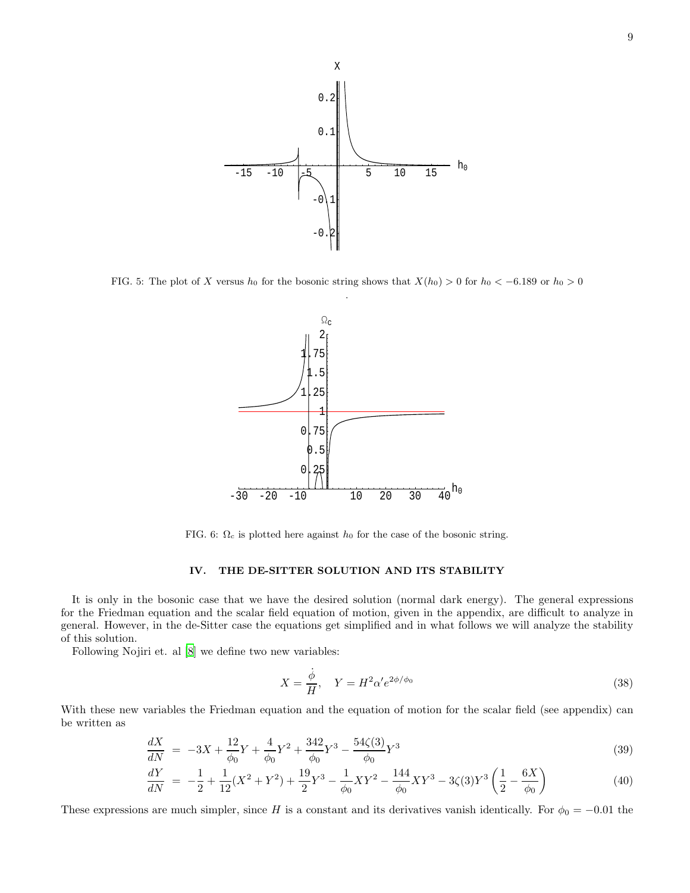FIG. 5: The plot of $X$ versus $h_0$ for the bosonic string shows that $X(h_0) > 0$ for $h_0 < -6.189$ or $h_0 > 0$

.

FIG. 6: $\Omega_c$ is plotted here against $h_0$ for the case of the bosonic string.

## IV. THE DE-SITTER SOLUTION AND ITS STABILITY

It is only in the bosonic case that we have the desired solution (normal dark energy). The general expressions for the Friedman equation and the scalar field equation of motion, given in the appendix, are difficult to analyze in general. However, in the de-Sitter case the equations get simplified and in what follows we will analyze the stability of this solution.

Following Nojiri et. al [8] we define two new variables:

$$X = \frac{\dot{\phi}}{H}, \quad Y = H^2 \alpha' e^{2\phi/\phi_0} \tag{38}$$

With these new variables the Friedman equation and the equation of motion for the scalar field (see appendix) can be written as

$$\frac{dX}{dN} = -3X + \frac{12}{\phi_0}Y + \frac{4}{\phi_0}Y^2 + \frac{342}{\phi_0}Y^3 - \frac{54\zeta(3)}{\phi_0}Y^3 \tag{39}$$

$$\frac{dY}{dN} = -\frac{1}{2} + \frac{1}{12}(X^2 + Y^2) + \frac{19}{2}Y^3 - \frac{1}{\phi_0}XY^2 - \frac{144}{\phi_0}XY^3 - 3\zeta(3)Y^3\left(\frac{1}{2} - \frac{6X}{\phi_0}\right) \tag{40}$$

These expressions are much simpler, since $H$ is a constant and its derivatives vanish identically. For $\phi_0 = -0.01$ the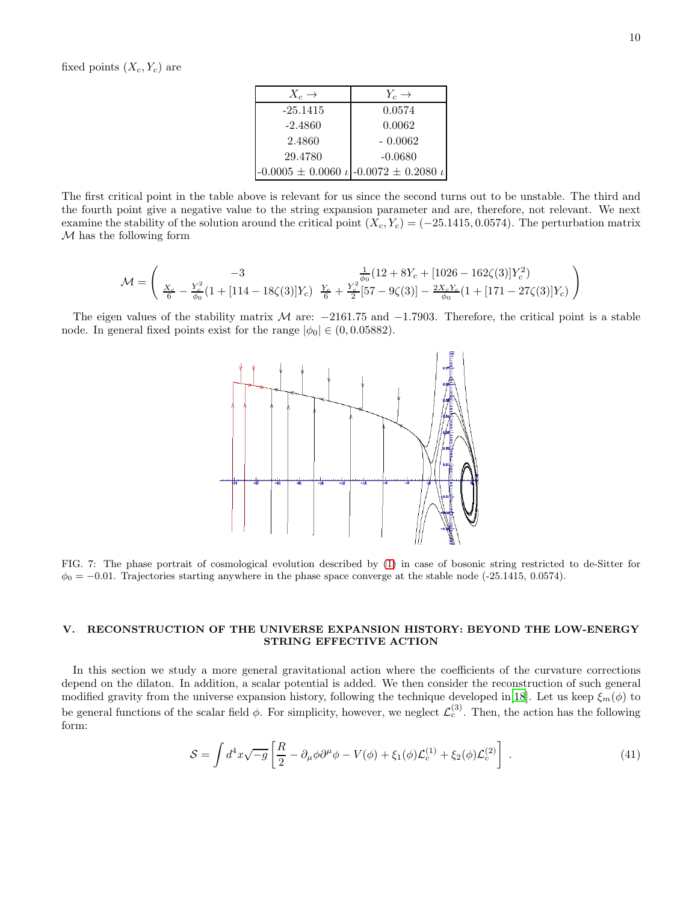fixed points $(X_c, Y_c)$ are

| $X_c \rightarrow$ | $Y_c \rightarrow$ |
|---|---|
| -25.1415 | 0.0574 |
| -2.4860 | 0.0062 |
| 2.4860 | - 0.0062 |
| 29.4780 | -0.0680 |
| -0.0005 ± 0.0060 $\iota$ | -0.0072 ± 0.2080 $\iota$ |

The first critical point in the table above is relevant for us since the second turns out to be unstable. The third and the fourth point give a negative value to the string expansion parameter and are, therefore, not relevant. We next examine the stability of the solution around the critical point $(X_c, Y_c) = (-25.1415, 0.0574)$. The perturbation matrix $\mathcal{M}$ has the following form

$$\mathcal{M} = \begin{pmatrix} -3 & \frac{1}{\phi_0}(12 + 8Y_c + [1026 - 162\zeta(3)]Y_c^2) \\ \frac{X_c}{6} - \frac{Y_c^2}{\phi_0}(1 + [114 - 18\zeta(3)]Y_c) & \frac{Y_c}{6} + \frac{Y_c^2}{2}[57 - 9\zeta(3)] - \frac{2X_cY_c}{\phi_0}(1 + [171 - 27\zeta(3)]Y_c) \end{pmatrix}$$

The eigen values of the stability matrix $\mathcal{M}$ are: $-2161.75$ and $-1.7903$. Therefore, the critical point is a stable node. In general fixed points exist for the range $|\phi_0| \in (0, 0.05882)$.

FIG. 7: The phase portrait of cosmological evolution described by (1) in case of bosonic string restricted to de-Sitter for $\phi_0 = -0.01$. Trajectories starting anywhere in the phase space converge at the stable node (-25.1415, 0.0574).

## V. RECONSTRUCTION OF THE UNIVERSE EXPANSION HISTORY: BEYOND THE LOW-ENERGY STRING EFFECTIVE ACTION

In this section we study a more general gravitational action where the coefficients of the curvature corrections depend on the dilaton. In addition, a scalar potential is added. We then consider the reconstruction of such general modified gravity from the universe expansion history, following the technique developed in[18]. Let us keep $\xi_m(\phi)$ to be general functions of the scalar field $\phi$. For simplicity, however, we neglect $\mathcal{L}_c^{(3)}$. Then, the action has the following form:

$$\mathcal{S} = \int d^4x\sqrt{-g}\left[\frac{R}{2} - \partial_\mu\phi\partial^\mu\phi - V(\phi) + \xi_1(\phi)\mathcal{L}_c^{(1)} + \xi_2(\phi)\mathcal{L}_c^{(2)}\right] . \quad (41)$$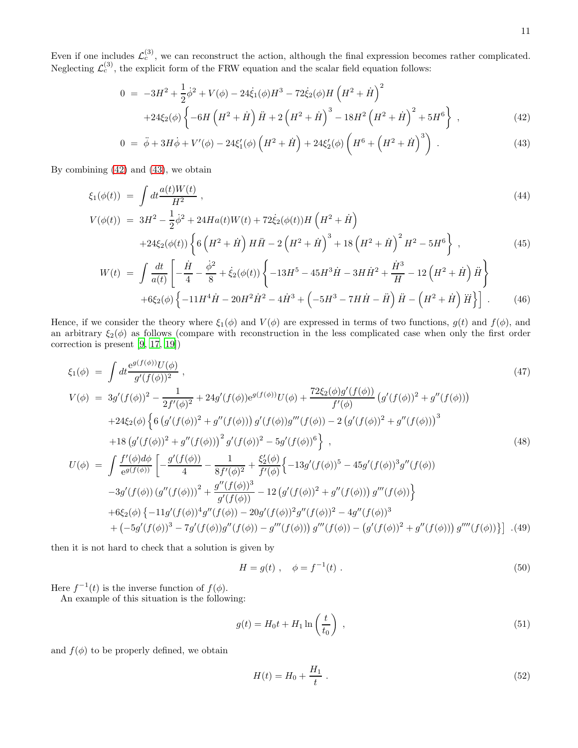Even if one includes $\mathcal{L}_c^{(3)}$, we can reconstruct the action, although the final expression becomes rather complicated. Neglecting $\mathcal{L}_c^{(3)}$, the explicit form of the FRW equation and the scalar field equation follows:

$$
\begin{aligned}
0 \;=\; & -3H^2 + \frac{1}{2}\dot\phi^2 + V(\phi) - 24\dot\xi_1(\phi)H^3 - 72\dot\xi_2(\phi)H\left(H^2+\dot H\right)^2 \\
& +24\xi_2(\phi)\left\{-6H\left(H^2+\dot H\right)\ddot H + 2\left(H^2+\dot H\right)^3 - 18H^2\left(H^2+\dot H\right)^2 + 5H^6\right\} , \qquad (42)
\end{aligned}
$$

$$
0 \;=\; \ddot\phi + 3H\dot\phi + V'(\phi) - 24\xi_1'(\phi)\left(H^2+\dot H\right) + 24\xi_2'(\phi)\left(H^6 + \left(H^2+\dot H\right)^3\right) . \qquad (43)
$$

By combining (42) and (43), we obtain

$$
\xi_1(\phi(t)) \;=\; \int dt \frac{a(t)W(t)}{H^2} , \qquad (44)
$$

$$
\begin{aligned}
V(\phi(t)) \;=\; & 3H^2 - \frac{1}{2}\dot\phi^2 + 24Ha(t)W(t) + 72\dot\xi_2(\phi(t))H\left(H^2+\dot H\right) \\
& +24\xi_2(\phi(t))\left\{6\left(H^2+\dot H\right)H\ddot H - 2\left(H^2+\dot H\right)^3 + 18\left(H^2+\dot H\right)^2H^2 - 5H^6\right\} , \qquad (45)
\end{aligned}
$$

$$
\begin{aligned}
W(t) \;=\; & \int \frac{dt}{a(t)}\left[-\frac{\dot H}{4} - \frac{\dot\phi^2}{8} + \dot\xi_2(\phi(t))\left\{-13H^5 - 45H^3\dot H - 3H\dot H^2 + \frac{\dot H^3}{H} - 12\left(H^2+\dot H\right)\ddot H\right\}\right. \\
& \left. +6\xi_2(\phi)\left\{-11H^4\dot H - 20H^2\dot H^2 - 4\dot H^3 + \left(-5H^3 - 7H\dot H - \ddot H\right)\ddot H - \left(H^2+\dot H\right)\dddot H\right\}\right] . \qquad (46)
\end{aligned}
$$

Hence, if we consider the theory where $\xi_1(\phi)$ and $V(\phi)$ are expressed in terms of two functions, $g(t)$ and $f(\phi)$, and an arbitrary $\xi_2(\phi)$ as follows (compare with reconstruction in the less complicated case when only the first order correction is present [9, 17, 19])

$$
\xi_1(\phi) \;=\; \int dt \frac{\mathrm{e}^{g(f(\phi))}U(\phi)}{g'(f(\phi))^2} , \qquad (47)
$$

$$
\begin{aligned}
V(\phi) \;=\; & 3g'(f(\phi))^2 - \frac{1}{2f'(\phi)^2} + 24g'(f(\phi))\mathrm{e}^{g(f(\phi))}U(\phi) + \frac{72\xi_2(\phi)g'(f(\phi))}{f'(\phi)}\left(g'(f(\phi))^2 + g''(f(\phi))\right) \\
& +24\xi_2(\phi)\left\{6\left(g'(f(\phi))^2 + g''(f(\phi))\right)g'(f(\phi))g'''(f(\phi)) - 2\left(g'(f(\phi))^2 + g''(f(\phi))\right)^3\right. \\
& \left. +18\left(g'(f(\phi))^2 + g''(f(\phi))\right)^2 g'(f(\phi))^2 - 5g'(f(\phi))^6\right\} , \qquad (48)
\end{aligned}
$$

$$
\begin{aligned}
U(\phi) \;=\; & \int \frac{f'(\phi)d\phi}{\mathrm{e}^{g(f(\phi))}}\left[-\frac{g'(f(\phi))}{4} - \frac{1}{8f'(\phi)^2} + \frac{\xi_2'(\phi)}{f'(\phi)}\left\{-13g'(f(\phi))^5 - 45g'(f(\phi))^3g''(f(\phi))\right.\right. \\
& \left. -3g'(f(\phi))\left(g''(f(\phi))\right)^2 + \frac{g''(f(\phi))^3}{g'(f(\phi))} - 12\left(g'(f(\phi))^2 + g''(f(\phi))\right)g'''(f(\phi))\right\} \\
& +6\xi_2(\phi)\left\{-11g'(f(\phi))^4g''(f(\phi)) - 20g'(f(\phi))^2g''(f(\phi))^2 - 4g''(f(\phi))^3\right. \\
& \left.\left. +\left(-5g'(f(\phi))^3 - 7g'(f(\phi))g''(f(\phi)) - g'''(f(\phi))\right)g'''(f(\phi)) - \left(g'(f(\phi))^2 + g''(f(\phi))\right)g''''(f(\phi))\right\}\right] . \qquad (49)
\end{aligned}
$$

then it is not hard to check that a solution is given by

$$
H = g(t) , \quad \phi = f^{-1}(t) . \qquad (50)
$$

Here $f^{-1}(t)$ is the inverse function of $f(\phi)$.

An example of this situation is the following:

$$
g(t) = H_0 t + H_1 \ln\left(\frac{t}{t_0}\right) , \qquad (51)
$$

and $f(\phi)$ to be properly defined, we obtain

$$
H(t) = H_0 + \frac{H_1}{t} . \qquad (52)
$$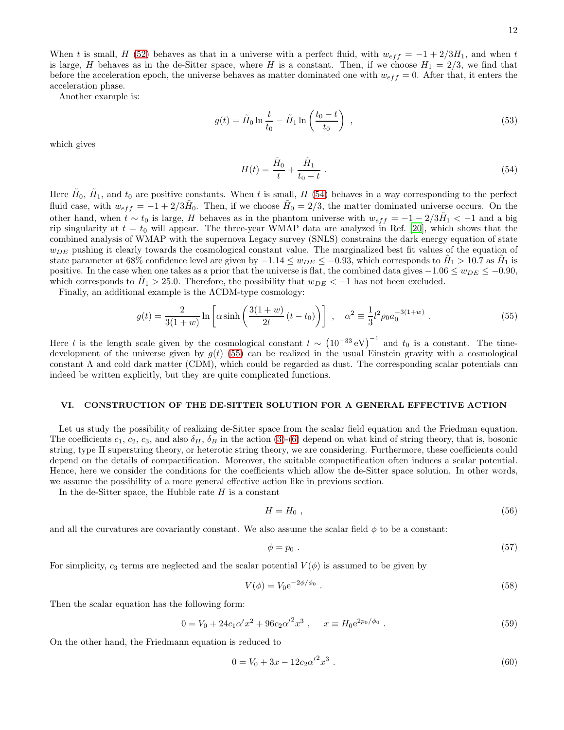When $t$ is small, $H$ (52) behaves as that in a universe with a perfect fluid, with $w_{eff} = -1 + 2/3H_1$, and when $t$ is large, $H$ behaves as in the de-Sitter space, where $H$ is a constant. Then, if we choose $H_1 = 2/3$, we find that before the acceleration epoch, the universe behaves as matter dominated one with $w_{eff} = 0$. After that, it enters the acceleration phase.

Another example is:

$$g(t) = \tilde{H}_0 \ln \frac{t}{t_0} - \tilde{H}_1 \ln \left( \frac{t_0 - t}{t_0} \right) \ , \tag{53}$$

which gives

$$H(t) = \frac{\tilde{H}_0}{t} + \frac{\tilde{H}_1}{t_0 - t} \ . \tag{54}$$

Here $\tilde{H}_0$, $\tilde{H}_1$, and $t_0$ are positive constants. When $t$ is small, $H$ (54) behaves in a way corresponding to the perfect fluid case, with $w_{eff} = -1 + 2/3\tilde{H}_0$. Then, if we choose $\tilde{H}_0 = 2/3$, the matter dominated universe occurs. On the other hand, when $t \sim t_0$ is large, $H$ behaves as in the phantom universe with $w_{eff} = -1 - 2/3\tilde{H}_1 < -1$ and a big rip singularity at $t = t_0$ will appear. The three-year WMAP data are analyzed in Ref. [20], which shows that the combined analysis of WMAP with the supernova Legacy survey (SNLS) constrains the dark energy equation of state $w_{DE}$ pushing it clearly towards the cosmological constant value. The marginalized best fit values of the equation of state parameter at 68% confidence level are given by $-1.14 \leq w_{DE} \leq -0.93$, which corresponds to $\tilde{H}_1 > 10.7$ as $\tilde{H}_1$ is positive. In the case when one takes as a prior that the universe is flat, the combined data gives $-1.06 \leq w_{DE} \leq -0.90$, which corresponds to $\tilde{H}_1 > 25.0$. Therefore, the possibility that $w_{DE} < -1$ has not been excluded.

Finally, an additional example is the $\Lambda$CDM-type cosmology:

$$g(t) = \frac{2}{3(1+w)} \ln \left[ \alpha \sinh \left( \frac{3(1+w)}{2l} (t - t_0) \right) \right] \ , \quad \alpha^2 \equiv \frac{1}{3} l^2 \rho_0 a_0^{-3(1+w)} \ . \tag{55}$$

Here $l$ is the length scale given by the cosmological constant $l \sim \left(10^{-33}\,\mathrm{eV}\right)^{-1}$ and $t_0$ is a constant. The time-development of the universe given by $g(t)$ (55) can be realized in the usual Einstein gravity with a cosmological constant $\Lambda$ and cold dark matter (CDM), which could be regarded as dust. The corresponding scalar potentials can indeed be written explicitly, but they are quite complicated functions.

## VI. CONSTRUCTION OF THE DE-SITTER SOLUTION FOR A GENERAL EFFECTIVE ACTION

Let us study the possibility of realizing de-Sitter space from the scalar field equation and the Friedman equation. The coefficients $c_1$, $c_2$, $c_3$, and also $\delta_H$, $\delta_B$ in the action (3)-(6) depend on what kind of string theory, that is, bosonic string, type II superstring theory, or heterotic string theory, we are considering. Furthermore, these coefficients could depend on the details of compactification. Moreover, the suitable compactification often induces a scalar potential. Hence, here we consider the conditions for the coefficients which allow the de-Sitter space solution. In other words, we assume the possibility of a more general effective action like in previous section.

In the de-Sitter space, the Hubble rate $H$ is a constant

$$H = H_0 \ , \tag{56}$$

and all the curvatures are covariantly constant. We also assume the scalar field $\phi$ to be a constant:

$$\phi = p_0 \ . \tag{57}$$

For simplicity, $c_3$ terms are neglected and the scalar potential $V(\phi)$ is assumed to be given by

$$V(\phi) = V_0 \mathrm{e}^{-2\phi/\phi_0} \ . \tag{58}$$

Then the scalar equation has the following form:

$$0 = V_0 + 24 c_1 \alpha' x^2 + 96 c_2 {\alpha'}^2 x^3 \ , \quad x \equiv H_0 \mathrm{e}^{2p_0/\phi_0} \ . \tag{59}$$

On the other hand, the Friedmann equation is reduced to

$$0 = V_0 + 3x - 12 c_2 {\alpha'}^2 x^3 \ . \tag{60}$$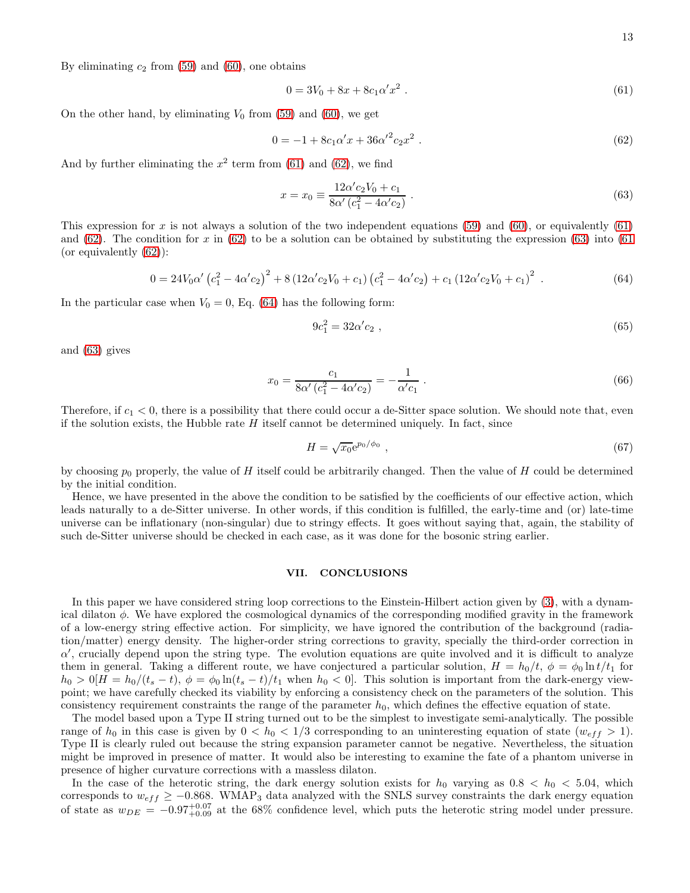By eliminating $c_2$ from (59) and (60), one obtains

$$0 = 3V_0 + 8x + 8c_1\alpha' x^2 \ . \tag{61}$$

On the other hand, by eliminating $V_0$ from (59) and (60), we get

$$0 = -1 + 8c_1\alpha' x + 36\alpha'^2 c_2 x^2 \ . \tag{62}$$

And by further eliminating the $x^2$ term from (61) and (62), we find

$$x = x_0 \equiv \frac{12\alpha' c_2 V_0 + c_1}{8\alpha'\left(c_1^2 - 4\alpha' c_2\right)} \ . \tag{63}$$

This expression for $x$ is not always a solution of the two independent equations (59) and (60), or equivalently (61) and (62). The condition for $x$ in (62) to be a solution can be obtained by substituting the expression (63) into (61 (or equivalently (62)):

$$0 = 24V_0\alpha'\left(c_1^2 - 4\alpha' c_2\right)^2 + 8\left(12\alpha' c_2 V_0 + c_1\right)\left(c_1^2 - 4\alpha' c_2\right) + c_1\left(12\alpha' c_2 V_0 + c_1\right)^2 \ . \tag{64}$$

In the particular case when $V_0 = 0$, Eq. (64) has the following form:

$$9c_1^2 = 32\alpha' c_2 \ , \tag{65}$$

and (63) gives

$$x_0 = \frac{c_1}{8\alpha'\left(c_1^2 - 4\alpha' c_2\right)} = -\frac{1}{\alpha' c_1} \ . \tag{66}$$

Therefore, if $c_1 < 0$, there is a possibility that there could occur a de-Sitter space solution. We should note that, even if the solution exists, the Hubble rate $H$ itself cannot be determined uniquely. In fact, since

$$H = \sqrt{x_0}\mathrm{e}^{p_0/\phi_0} \ , \tag{67}$$

by choosing $p_0$ properly, the value of $H$ itself could be arbitrarily changed. Then the value of $H$ could be determined by the initial condition.

Hence, we have presented in the above the condition to be satisfied by the coefficients of our effective action, which leads naturally to a de-Sitter universe. In other words, if this condition is fulfilled, the early-time and (or) late-time universe can be inflationary (non-singular) due to stringy effects. It goes without saying that, again, the stability of such de-Sitter universe should be checked in each case, as it was done for the bosonic string earlier.

## VII. CONCLUSIONS

In this paper we have considered string loop corrections to the Einstein-Hilbert action given by (3), with a dynamical dilaton $\phi$. We have explored the cosmological dynamics of the corresponding modified gravity in the framework of a low-energy string effective action. For simplicity, we have ignored the contribution of the background (radiation/matter) energy density. The higher-order string corrections to gravity, specially the third-order correction in $\alpha'$, crucially depend upon the string type. The evolution equations are quite involved and it is difficult to analyze them in general. Taking a different route, we have conjectured a particular solution, $H = h_0/t$, $\phi = \phi_0 \ln t/t_1$ for $h_0 > 0$[$H = h_0/(t_s - t)$, $\phi = \phi_0 \ln(t_s - t)/t_1$ when $h_0 < 0$]. This solution is important from the dark-energy viewpoint; we have carefully checked its viability by enforcing a consistency check on the parameters of the solution. This consistency requirement constraints the range of the parameter $h_0$, which defines the effective equation of state.

The model based upon a Type II string turned out to be the simplest to investigate semi-analytically. The possible range of $h_0$ in this case is given by $0 < h_0 < 1/3$ corresponding to an uninteresting equation of state ($w_{eff} > 1$). Type II is clearly ruled out because the string expansion parameter cannot be negative. Nevertheless, the situation might be improved in presence of matter. It would also be interesting to examine the fate of a phantom universe in presence of higher curvature corrections with a massless dilaton.

In the case of the heterotic string, the dark energy solution exists for $h_0$ varying as $0.8 < h_0 < 5.04$, which corresponds to $w_{eff} \geq -0.868$. WMAP$_3$ data analyzed with the SNLS survey constraints the dark energy equation of state as $w_{DE} = -0.97^{+0.07}_{+0.09}$ at the 68% confidence level, which puts the heterotic string model under pressure.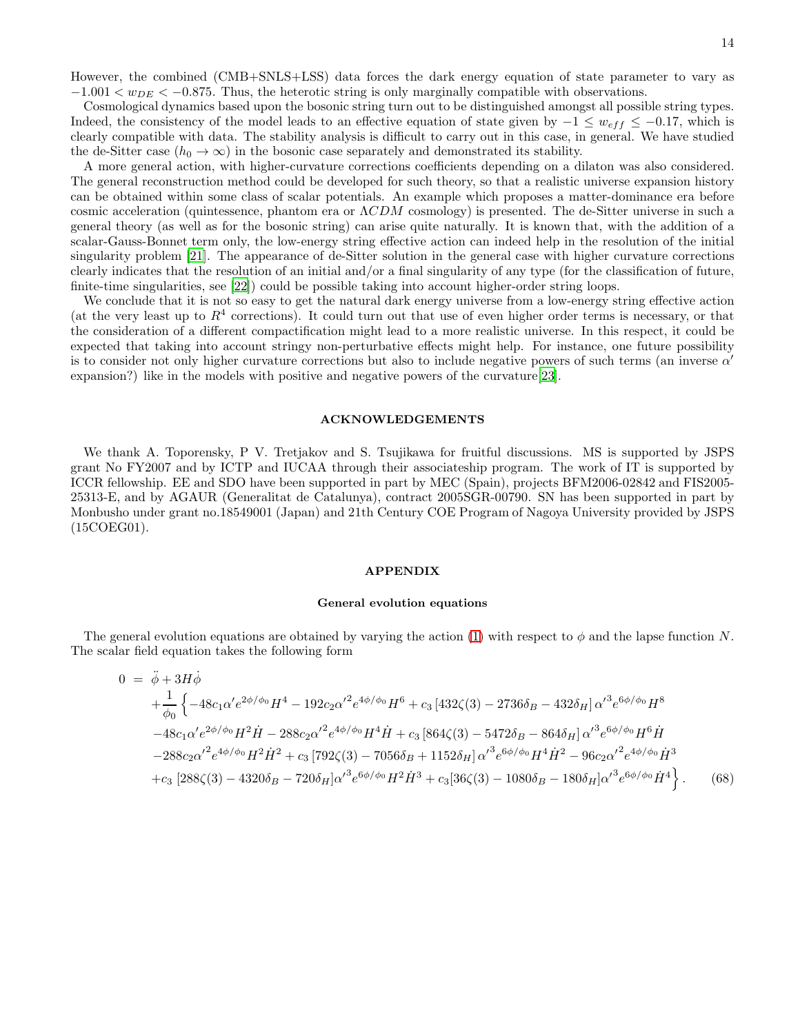However, the combined (CMB+SNLS+LSS) data forces the dark energy equation of state parameter to vary as $-1.001 < w_{DE} < -0.875$. Thus, the heterotic string is only marginally compatible with observations.

Cosmological dynamics based upon the bosonic string turn out to be distinguished amongst all possible string types. Indeed, the consistency of the model leads to an effective equation of state given by $-1 \leq w_{eff} \leq -0.17$, which is clearly compatible with data. The stability analysis is difficult to carry out in this case, in general. We have studied the de-Sitter case ($h_0 \to \infty$) in the bosonic case separately and demonstrated its stability.

A more general action, with higher-curvature corrections coefficients depending on a dilaton was also considered. The general reconstruction method could be developed for such theory, so that a realistic universe expansion history can be obtained within some class of scalar potentials. An example which proposes a matter-dominance era before cosmic acceleration (quintessence, phantom era or $\Lambda CDM$ cosmology) is presented. The de-Sitter universe in such a general theory (as well as for the bosonic string) can arise quite naturally. It is known that, with the addition of a scalar-Gauss-Bonnet term only, the low-energy string effective action can indeed help in the resolution of the initial singularity problem [21]. The appearance of de-Sitter solution in the general case with higher curvature corrections clearly indicates that the resolution of an initial and/or a final singularity of any type (for the classification of future, finite-time singularities, see [22]) could be possible taking into account higher-order string loops.

We conclude that it is not so easy to get the natural dark energy universe from a low-energy string effective action (at the very least up to $R^4$ corrections). It could turn out that use of even higher order terms is necessary, or that the consideration of a different compactification might lead to a more realistic universe. In this respect, it could be expected that taking into account stringy non-perturbative effects might help. For instance, one future possibility is to consider not only higher curvature corrections but also to include negative powers of such terms (an inverse $\alpha'$ expansion?) like in the models with positive and negative powers of the curvature[23].

## ACKNOWLEDGEMENTS

We thank A. Toporensky, P V. Tretjakov and S. Tsujikawa for fruitful discussions. MS is supported by JSPS grant No FY2007 and by ICTP and IUCAA through their associateship program. The work of IT is supported by ICCR fellowship. EE and SDO have been supported in part by MEC (Spain), projects BFM2006-02842 and FIS2005-25313-E, and by AGAUR (Generalitat de Catalunya), contract 2005SGR-00790. SN has been supported in part by Monbusho under grant no.18549001 (Japan) and 21th Century COE Program of Nagoya University provided by JSPS (15COEG01).

## APPENDIX

### General evolution equations

The general evolution equations are obtained by varying the action (1) with respect to $\phi$ and the lapse function $N$. The scalar field equation takes the following form

$$
\begin{aligned}
0 \;=\;& \ddot{\phi} + 3H\dot{\phi} \\
&+\frac{1}{\phi_0}\Big\{-48c_1\alpha' e^{2\phi/\phi_0}H^4 - 192c_2{\alpha'}^2 e^{4\phi/\phi_0}H^6 + c_3\left[432\zeta(3) - 2736\delta_B - 432\delta_H\right]{\alpha'}^3 e^{6\phi/\phi_0}H^8 \\
&-48c_1\alpha' e^{2\phi/\phi_0}H^2\dot{H} - 288c_2{\alpha'}^2 e^{4\phi/\phi_0}H^4\dot{H} + c_3\left[864\zeta(3) - 5472\delta_B - 864\delta_H\right]{\alpha'}^3 e^{6\phi/\phi_0}H^6\dot{H} \\
&-288c_2{\alpha'}^2 e^{4\phi/\phi_0}H^2\dot{H}^2 + c_3\left[792\zeta(3) - 7056\delta_B + 1152\delta_H\right]{\alpha'}^3 e^{6\phi/\phi_0}H^4\dot{H}^2 - 96c_2{\alpha'}^2 e^{4\phi/\phi_0}\dot{H}^3 \\
&+c_3\left[288\zeta(3) - 4320\delta_B - 720\delta_H\right]{\alpha'}^3 e^{6\phi/\phi_0}H^2\dot{H}^3 + c_3[36\zeta(3) - 1080\delta_B - 180\delta_H]{\alpha'}^3 e^{6\phi/\phi_0}\dot{H}^4\Big\}\,. \qquad (68)
\end{aligned}
$$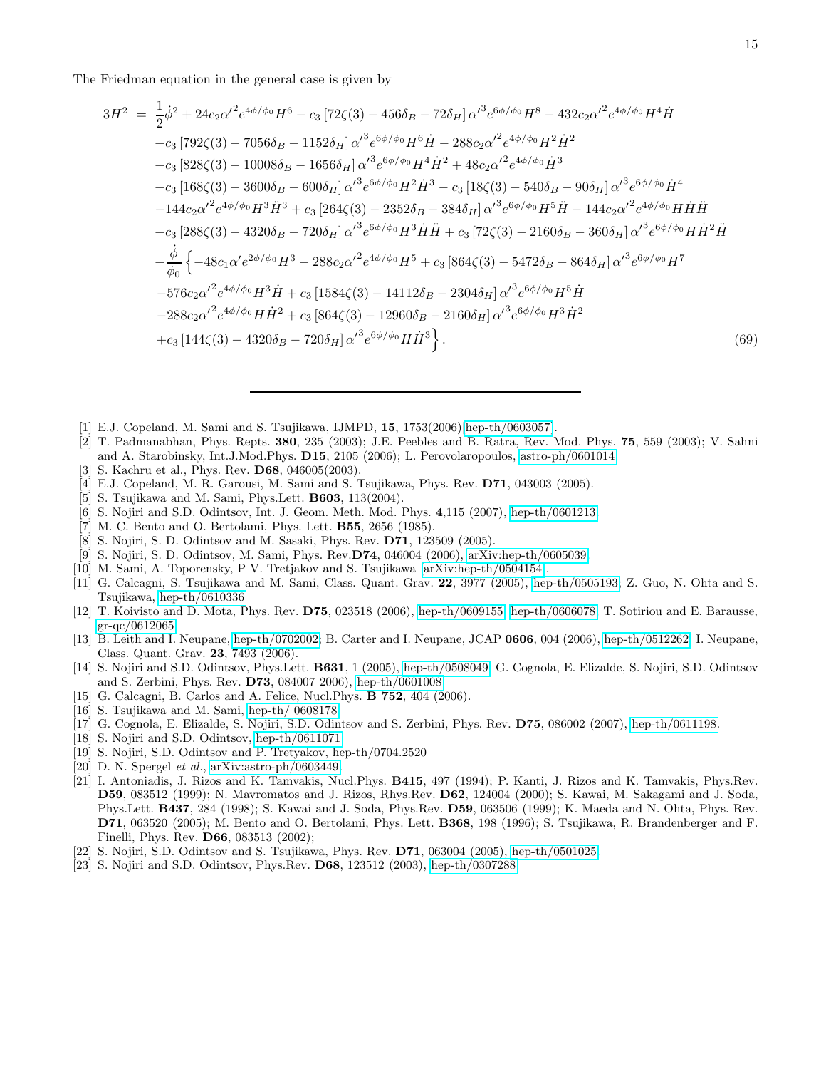The Friedman equation in the general case is given by

$$
\begin{aligned}
3H^2 \;=\; & \frac{1}{2}\dot{\phi}^2 + 24c_2{\alpha'}^2 e^{4\phi/\phi_0} H^6 - c_3\left[72\zeta(3) - 456\delta_B - 72\delta_H\right]{\alpha'}^3 e^{6\phi/\phi_0} H^8 - 432c_2{\alpha'}^2 e^{4\phi/\phi_0} H^4\dot{H} \\
& + c_3\left[792\zeta(3) - 7056\delta_B - 1152\delta_H\right]{\alpha'}^3 e^{6\phi/\phi_0} H^6\dot{H} - 288c_2{\alpha'}^2 e^{4\phi/\phi_0} H^2\dot{H}^2 \\
& + c_3\left[828\zeta(3) - 10008\delta_B - 1656\delta_H\right]{\alpha'}^3 e^{6\phi/\phi_0} H^4\dot{H}^2 + 48c_2{\alpha'}^2 e^{4\phi/\phi_0}\dot{H}^3 \\
& + c_3\left[168\zeta(3) - 3600\delta_B - 600\delta_H\right]{\alpha'}^3 e^{6\phi/\phi_0} H^2\dot{H}^3 - c_3\left[18\zeta(3) - 540\delta_B - 90\delta_H\right]{\alpha'}^3 e^{6\phi/\phi_0}\dot{H}^4 \\
& - 144c_2{\alpha'}^2 e^{4\phi/\phi_0} H^3\ddot{H}^3 + c_3\left[264\zeta(3) - 2352\delta_B - 384\delta_H\right]{\alpha'}^3 e^{6\phi/\phi_0} H^5\ddot{H} - 144c_2{\alpha'}^2 e^{4\phi/\phi_0} H\dot{H}\ddot{H} \\
& + c_3\left[288\zeta(3) - 4320\delta_B - 720\delta_H\right]{\alpha'}^3 e^{6\phi/\phi_0} H^3\dot{H}\ddot{H} + c_3\left[72\zeta(3) - 2160\delta_B - 360\delta_H\right]{\alpha'}^3 e^{6\phi/\phi_0} H\dot{H}^2\ddot{H} \\
& + \frac{\dot{\phi}}{\phi_0}\Big\{ -48c_1\alpha' e^{2\phi/\phi_0} H^3 - 288c_2{\alpha'}^2 e^{4\phi/\phi_0} H^5 + c_3\left[864\zeta(3) - 5472\delta_B - 864\delta_H\right]{\alpha'}^3 e^{6\phi/\phi_0} H^7 \\
& - 576c_2{\alpha'}^2 e^{4\phi/\phi_0} H^3\dot{H} + c_3\left[1584\zeta(3) - 14112\delta_B - 2304\delta_H\right]{\alpha'}^3 e^{6\phi/\phi_0} H^5\dot{H} \\
& - 288c_2{\alpha'}^2 e^{4\phi/\phi_0} H\dot{H}^2 + c_3\left[864\zeta(3) - 12960\delta_B - 2160\delta_H\right]{\alpha'}^3 e^{6\phi/\phi_0} H^3\dot{H}^2 \\
& + c_3\left[144\zeta(3) - 4320\delta_B - 720\delta_H\right]{\alpha'}^3 e^{6\phi/\phi_0} H\dot{H}^3 \Big\}. \qquad (69)
\end{aligned}
$$

---

[1] E.J. Copeland, M. Sami and S. Tsujikawa, IJMPD, **15**, 1753(2006)[hep-th/0603057].

[2] T. Padmanabhan, Phys. Repts. **380**, 235 (2003); J.E. Peebles and B. Ratra, Rev. Mod. Phys. **75**, 559 (2003); V. Sahni and A. Starobinsky, Int.J.Mod.Phys. **D15**, 2105 (2006); L. Perovolaropoulos, astro-ph/0601014.

[3] S. Kachru et al., Phys. Rev. **D68**, 046005(2003).

[4] E.J. Copeland, M. R. Garousi, M. Sami and S. Tsujikawa, Phys. Rev. **D71**, 043003 (2005).

[5] S. Tsujikawa and M. Sami, Phys.Lett. **B603**, 113(2004).

[6] S. Nojiri and S.D. Odintsov, Int. J. Geom. Meth. Mod. Phys. **4**,115 (2007), hep-th/0601213.

[7] M. C. Bento and O. Bertolami, Phys. Lett. **B55**, 2656 (1985).

[8] S. Nojiri, S. D. Odintsov and M. Sasaki, Phys. Rev. **D71**, 123509 (2005).

[9] S. Nojiri, S. D. Odintsov, M. Sami, Phys. Rev.**D74**, 046004 (2006), arXiv:hep-th/0605039.

[10] M. Sami, A. Toporensky, P V. Tretjakov and S. Tsujikawa [arXiv:hep-th/0504154].

[11] G. Calcagni, S. Tsujikawa and M. Sami, Class. Quant. Grav. **22**, 3977 (2005), hep-th/0505193; Z. Guo, N. Ohta and S. Tsujikawa, hep-th/0610336.

[12] T. Koivisto and D. Mota, Phys. Rev. **D75**, 023518 (2006), hep-th/0609155; hep-th/0606078; T. Sotiriou and E. Barausse, gr-qc/0612065.

[13] B. Leith and I. Neupane, hep-th/0702002; B. Carter and I. Neupane, JCAP **0606**, 004 (2006), hep-th/0512262; I. Neupane, Class. Quant. Grav. **23**, 7493 (2006).

[14] S. Nojiri and S.D. Odintsov, Phys.Lett. **B631**, 1 (2005), hep-th/0508049; G. Cognola, E. Elizalde, S. Nojiri, S.D. Odintsov and S. Zerbini, Phys. Rev. **D73**, 084007 2006), hep-th/0601008.

[15] G. Calcagni, B. Carlos and A. Felice, Nucl.Phys. **B 752**, 404 (2006).

[16] S. Tsujikawa and M. Sami, hep-th/ 0608178.

[17] G. Cognola, E. Elizalde, S. Nojiri, S.D. Odintsov and S. Zerbini, Phys. Rev. **D75**, 086002 (2007), hep-th/0611198.

[18] S. Nojiri and S.D. Odintsov, hep-th/0611071.

[19] S. Nojiri, S.D. Odintsov and P. Tretyakov, hep-th/0704.2520

[20] D. N. Spergel *et al.*, arXiv:astro-ph/0603449.

[21] I. Antoniadis, J. Rizos and K. Tamvakis, Nucl.Phys. **B415**, 497 (1994); P. Kanti, J. Rizos and K. Tamvakis, Phys.Rev. **D59**, 083512 (1999); N. Mavromatos and J. Rizos, Rhys.Rev. **D62**, 124004 (2000); S. Kawai, M. Sakagami and J. Soda, Phys.Lett. **B437**, 284 (1998); S. Kawai and J. Soda, Phys.Rev. **D59**, 063506 (1999); K. Maeda and N. Ohta, Phys. Rev. **D71**, 063520 (2005); M. Bento and O. Bertolami, Phys. Lett. **B368**, 198 (1996); S. Tsujikawa, R. Brandenberger and F. Finelli, Phys. Rev. **D66**, 083513 (2002);

[22] S. Nojiri, S.D. Odintsov and S. Tsujikawa, Phys. Rev. **D71**, 063004 (2005), hep-th/0501025.

[23] S. Nojiri and S.D. Odintsov, Phys.Rev. **D68**, 123512 (2003), hep-th/0307288.